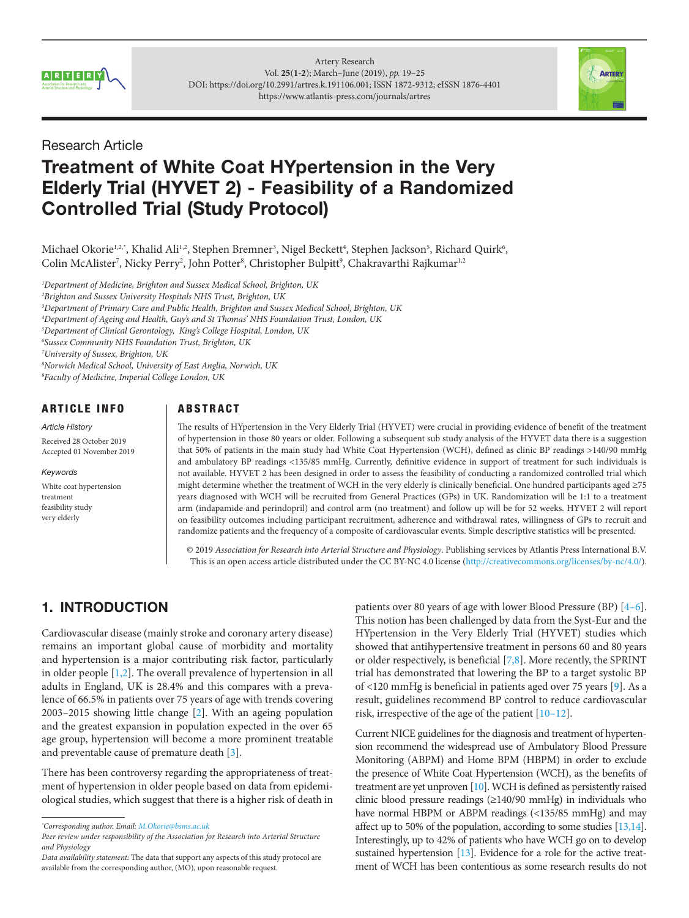Research Article

# Treatment of White Coat HYpertension in the Very Elderly Trial (HYVET 2) - Feasibility of a Randomized Controlled Trial (Study Protocol)

Michael Okorie[1,2,*], Khalid Ali[1,2], Stephen Bremner[3], Nigel Beckett[4], Stephen Jackson[5], Richard Quirk[6], Colin McAlister[7], Nicky Perry[2], John Potter[8], Christopher Bulpitt[9], Chakravarthi Rajkumar[1,2]

[1]Department of Medicine, Brighton and Sussex Medical School, Brighton, UK
[2]Brighton and Sussex University Hospitals NHS Trust, Brighton, UK
[3]Department of Primary Care and Public Health, Brighton and Sussex Medical School, Brighton, UK
[4]Department of Ageing and Health, Guy's and St Thomas' NHS Foundation Trust, London, UK
[5]Department of Clinical Gerontology, King's College Hospital, London, UK
[6]Sussex Community NHS Foundation Trust, Brighton, UK
[7]University of Sussex, Brighton, UK
[8]Norwich Medical School, University of East Anglia, Norwich, UK
[9]Faculty of Medicine, Imperial College London, UK

## ARTICLE INFO

*Article History*

Received 28 October 2019
Accepted 01 November 2019

*Keywords*

White coat hypertension
treatment
feasibility study
very elderly

## ABSTRACT

The results of HYpertension in the Very Elderly Trial (HYVET) were crucial in providing evidence of benefit of the treatment of hypertension in those 80 years or older. Following a subsequent sub study analysis of the HYVET data there is a suggestion that 50% of patients in the main study had White Coat Hypertension (WCH), defined as clinic BP readings >140/90 mmHg and ambulatory BP readings <135/85 mmHg. Currently, definitive evidence in support of treatment for such individuals is not available. HYVET 2 has been designed in order to assess the feasibility of conducting a randomized controlled trial which might determine whether the treatment of WCH in the very elderly is clinically beneficial. One hundred participants aged ≥75 years diagnosed with WCH will be recruited from General Practices (GPs) in UK. Randomization will be 1:1 to a treatment arm (indapamide and perindopril) and control arm (no treatment) and follow up will be for 52 weeks. HYVET 2 will report on feasibility outcomes including participant recruitment, adherence and withdrawal rates, willingness of GPs to recruit and randomize patients and the frequency of a composite of cardiovascular events. Simple descriptive statistics will be presented.

© 2019 *Association for Research into Arterial Structure and Physiology*. Publishing services by Atlantis Press International B.V. This is an open access article distributed under the CC BY-NC 4.0 license (http://creativecommons.org/licenses/by-nc/4.0/).

## 1. INTRODUCTION

Cardiovascular disease (mainly stroke and coronary artery disease) remains an important global cause of morbidity and mortality and hypertension is a major contributing risk factor, particularly in older people [1,2]. The overall prevalence of hypertension in all adults in England, UK is 28.4% and this compares with a prevalence of 66.5% in patients over 75 years of age with trends covering 2003–2015 showing little change [2]. With an ageing population and the greatest expansion in population expected in the over 65 age group, hypertension will become a more prominent treatable and preventable cause of premature death [3].

There has been controversy regarding the appropriateness of treatment of hypertension in older people based on data from epidemiological studies, which suggest that there is a higher risk of death in patients over 80 years of age with lower Blood Pressure (BP) [4–6]. This notion has been challenged by data from the Syst-Eur and the HYpertension in the Very Elderly Trial (HYVET) studies which showed that antihypertensive treatment in persons 60 and 80 years or older respectively, is beneficial [7,8]. More recently, the SPRINT trial has demonstrated that lowering the BP to a target systolic BP of <120 mmHg is beneficial in patients aged over 75 years [9]. As a result, guidelines recommend BP control to reduce cardiovascular risk, irrespective of the age of the patient [10–12].

Current NICE guidelines for the diagnosis and treatment of hypertension recommend the widespread use of Ambulatory Blood Pressure Monitoring (ABPM) and Home BPM (HBPM) in order to exclude the presence of White Coat Hypertension (WCH), as the benefits of treatment are yet unproven [10]. WCH is defined as persistently raised clinic blood pressure readings (≥140/90 mmHg) in individuals who have normal HBPM or ABPM readings (<135/85 mmHg) and may affect up to 50% of the population, according to some studies [13,14]. Interestingly, up to 42% of patients who have WCH go on to develop sustained hypertension [13]. Evidence for a role for the active treatment of WCH has been contentious as some research results do not

*Corresponding author. Email: M.Okorie@bsms.ac.uk

*Peer review under responsibility of the Association for Research into Arterial Structure and Physiology*

*Data availability statement:* The data that support any aspects of this study protocol are available from the corresponding author, (MO), upon reasonable request.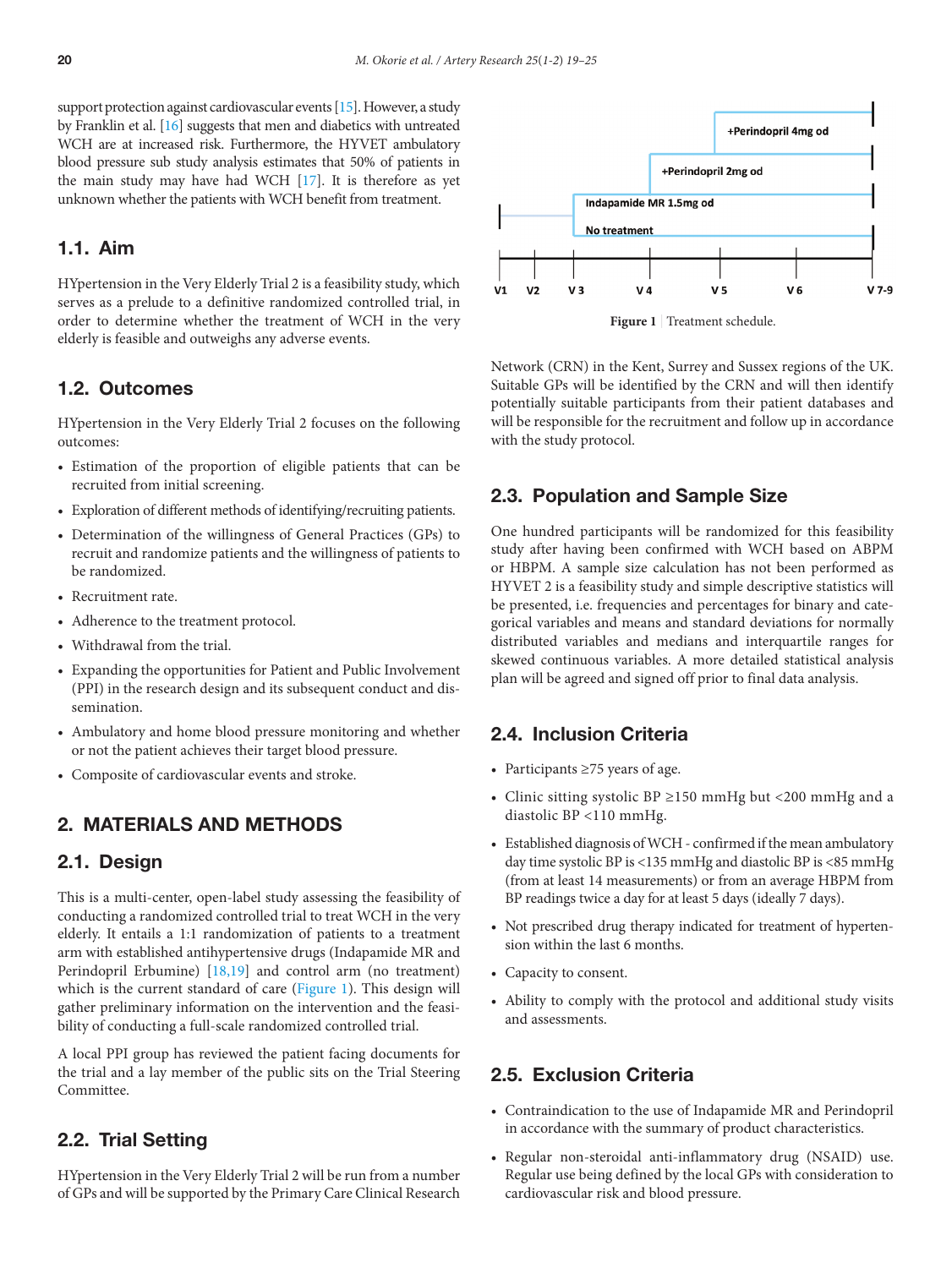support protection against cardiovascular events [15]. However, a study by Franklin et al. [16] suggests that men and diabetics with untreated WCH are at increased risk. Furthermore, the HYVET ambulatory blood pressure sub study analysis estimates that 50% of patients in the main study may have had WCH [17]. It is therefore as yet unknown whether the patients with WCH benefit from treatment.

## 1.1. Aim

HYpertension in the Very Elderly Trial 2 is a feasibility study, which serves as a prelude to a definitive randomized controlled trial, in order to determine whether the treatment of WCH in the very elderly is feasible and outweighs any adverse events.

## 1.2. Outcomes

HYpertension in the Very Elderly Trial 2 focuses on the following outcomes:

- Estimation of the proportion of eligible patients that can be recruited from initial screening.
- Exploration of different methods of identifying/recruiting patients.
- Determination of the willingness of General Practices (GPs) to recruit and randomize patients and the willingness of patients to be randomized.
- Recruitment rate.
- Adherence to the treatment protocol.
- Withdrawal from the trial.
- Expanding the opportunities for Patient and Public Involvement (PPI) in the research design and its subsequent conduct and dissemination.
- Ambulatory and home blood pressure monitoring and whether or not the patient achieves their target blood pressure.
- Composite of cardiovascular events and stroke.

# 2. MATERIALS AND METHODS

## 2.1. Design

This is a multi-center, open-label study assessing the feasibility of conducting a randomized controlled trial to treat WCH in the very elderly. It entails a 1:1 randomization of patients to a treatment arm with established antihypertensive drugs (Indapamide MR and Perindopril Erbumine) [18,19] and control arm (no treatment) which is the current standard of care (Figure 1). This design will gather preliminary information on the intervention and the feasibility of conducting a full-scale randomized controlled trial.

A local PPI group has reviewed the patient facing documents for the trial and a lay member of the public sits on the Trial Steering Committee.

## 2.2. Trial Setting

HYpertension in the Very Elderly Trial 2 will be run from a number of GPs and will be supported by the Primary Care Clinical Research Network (CRN) in the Kent, Surrey and Sussex regions of the UK. Suitable GPs will be identified by the CRN and will then identify potentially suitable participants from their patient databases and will be responsible for the recruitment and follow up in accordance with the study protocol.

+Perindopril 4mg od

+Perindopril 2mg od

Indapamide MR 1.5mg od

No treatment

V1 V2 V3 V4 V5 V6 V7-9

**Figure 1** | Treatment schedule.

## 2.3. Population and Sample Size

One hundred participants will be randomized for this feasibility study after having been confirmed with WCH based on ABPM or HBPM. A sample size calculation has not been performed as HYVET 2 is a feasibility study and simple descriptive statistics will be presented, i.e. frequencies and percentages for binary and categorical variables and means and standard deviations for normally distributed variables and medians and interquartile ranges for skewed continuous variables. A more detailed statistical analysis plan will be agreed and signed off prior to final data analysis.

## 2.4. Inclusion Criteria

- Participants ≥75 years of age.
- Clinic sitting systolic BP ≥150 mmHg but <200 mmHg and a diastolic BP <110 mmHg.
- Established diagnosis of WCH - confirmed if the mean ambulatory day time systolic BP is <135 mmHg and diastolic BP is <85 mmHg (from at least 14 measurements) or from an average HBPM from BP readings twice a day for at least 5 days (ideally 7 days).
- Not prescribed drug therapy indicated for treatment of hypertension within the last 6 months.
- Capacity to consent.
- Ability to comply with the protocol and additional study visits and assessments.

## 2.5. Exclusion Criteria

- Contraindication to the use of Indapamide MR and Perindopril in accordance with the summary of product characteristics.
- Regular non-steroidal anti-inflammatory drug (NSAID) use. Regular use being defined by the local GPs with consideration to cardiovascular risk and blood pressure.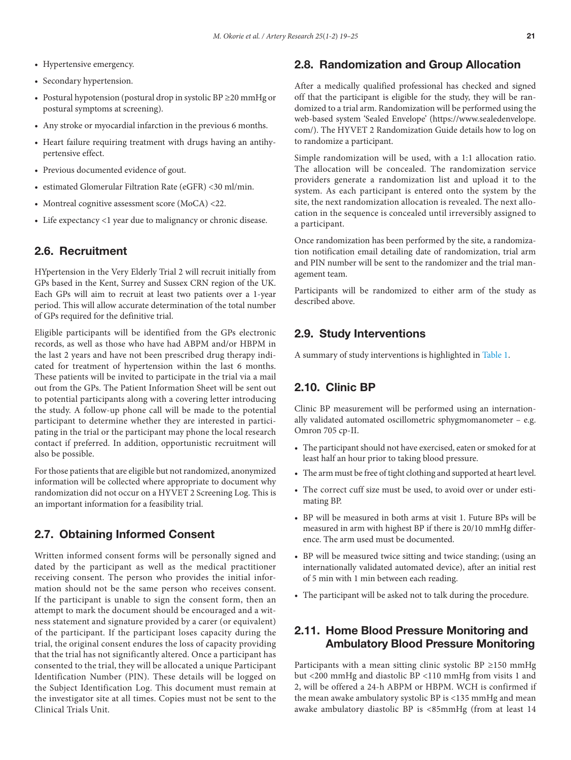- Hypertensive emergency.
- Secondary hypertension.
- Postural hypotension (postural drop in systolic BP ≥20 mmHg or postural symptoms at screening).
- Any stroke or myocardial infarction in the previous 6 months.
- Heart failure requiring treatment with drugs having an antihypertensive effect.
- Previous documented evidence of gout.
- estimated Glomerular Filtration Rate (eGFR) <30 ml/min.
- Montreal cognitive assessment score (MoCA) <22.
- Life expectancy <1 year due to malignancy or chronic disease.

## 2.6. Recruitment

HYpertension in the Very Elderly Trial 2 will recruit initially from GPs based in the Kent, Surrey and Sussex CRN region of the UK. Each GPs will aim to recruit at least two patients over a 1-year period. This will allow accurate determination of the total number of GPs required for the definitive trial.

Eligible participants will be identified from the GPs electronic records, as well as those who have had ABPM and/or HBPM in the last 2 years and have not been prescribed drug therapy indicated for treatment of hypertension within the last 6 months. These patients will be invited to participate in the trial via a mail out from the GPs. The Patient Information Sheet will be sent out to potential participants along with a covering letter introducing the study. A follow-up phone call will be made to the potential participant to determine whether they are interested in participating in the trial or the participant may phone the local research contact if preferred. In addition, opportunistic recruitment will also be possible.

For those patients that are eligible but not randomized, anonymized information will be collected where appropriate to document why randomization did not occur on a HYVET 2 Screening Log. This is an important information for a feasibility trial.

## 2.7. Obtaining Informed Consent

Written informed consent forms will be personally signed and dated by the participant as well as the medical practitioner receiving consent. The person who provides the initial information should not be the same person who receives consent. If the participant is unable to sign the consent form, then an attempt to mark the document should be encouraged and a witness statement and signature provided by a carer (or equivalent) of the participant. If the participant loses capacity during the trial, the original consent endures the loss of capacity providing that the trial has not significantly altered. Once a participant has consented to the trial, they will be allocated a unique Participant Identification Number (PIN). These details will be logged on the Subject Identification Log. This document must remain at the investigator site at all times. Copies must not be sent to the Clinical Trials Unit.

## 2.8. Randomization and Group Allocation

After a medically qualified professional has checked and signed off that the participant is eligible for the study, they will be randomized to a trial arm. Randomization will be performed using the web-based system 'Sealed Envelope' (https://www.sealedenvelope.com/). The HYVET 2 Randomization Guide details how to log on to randomize a participant.

Simple randomization will be used, with a 1:1 allocation ratio. The allocation will be concealed. The randomization service providers generate a randomization list and upload it to the system. As each participant is entered onto the system by the site, the next randomization allocation is revealed. The next allocation in the sequence is concealed until irreversibly assigned to a participant.

Once randomization has been performed by the site, a randomization notification email detailing date of randomization, trial arm and PIN number will be sent to the randomizer and the trial management team.

Participants will be randomized to either arm of the study as described above.

## 2.9. Study Interventions

A summary of study interventions is highlighted in Table 1.

## 2.10. Clinic BP

Clinic BP measurement will be performed using an internationally validated automated oscillometric sphygmomanometer – e.g. Omron 705 cp-II.

- The participant should not have exercised, eaten or smoked for at least half an hour prior to taking blood pressure.
- The arm must be free of tight clothing and supported at heart level.
- The correct cuff size must be used, to avoid over or under estimating BP.
- BP will be measured in both arms at visit 1. Future BPs will be measured in arm with highest BP if there is 20/10 mmHg difference. The arm used must be documented.
- BP will be measured twice sitting and twice standing; (using an internationally validated automated device), after an initial rest of 5 min with 1 min between each reading.
- The participant will be asked not to talk during the procedure.

## 2.11. Home Blood Pressure Monitoring and Ambulatory Blood Pressure Monitoring

Participants with a mean sitting clinic systolic BP ≥150 mmHg but <200 mmHg and diastolic BP <110 mmHg from visits 1 and 2, will be offered a 24-h ABPM or HBPM. WCH is confirmed if the mean awake ambulatory systolic BP is <135 mmHg and mean awake ambulatory diastolic BP is <85mmHg (from at least 14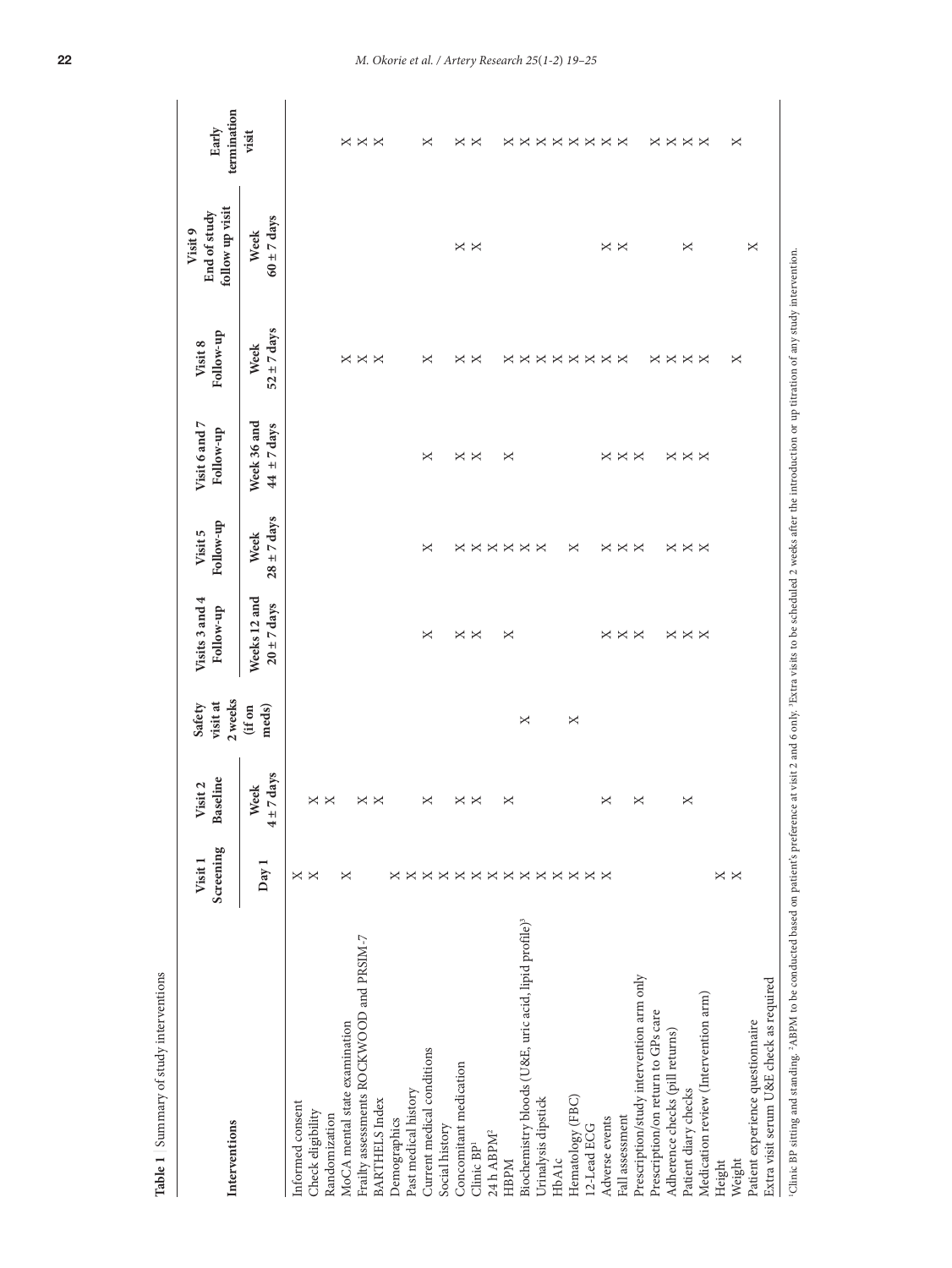**Table 1** | Summary of study interventions

| Interventions | Visit 1 Screening | Visit 2 Baseline | Safety visit at 2 weeks | Visits 3 and 4 Follow-up | Visit 5 Follow-up | Visit 6 and 7 Follow-up | Visit 8 Follow-up | Visit 9 End of study follow up visit | Early termination visit |
|---|---|---|---|---|---|---|---|---|---|
| | Day 1 | Week 4 ± 7 days | (if on meds) | Weeks 12 and 20 ± 7 days | Week 28 ± 7 days | Week 36 and 44 ± 7 days | Week 52 ± 7 days | Week 60 ± 7 days | |
| Informed consent | X | | | | | | | | |
| Check eligibility | X | X | | | | | | | |
| Randomization | | X | | | | | | | |
| MoCA mental state examination | X | | | | | | X | | X |
| Frailty assessments ROCKWOOD and PRISM-7 | | X | | | | | X | | X |
| BARTHELS Index | | X | | | | | X | | X |
| Demographics | X | | | | | | | | |
| Past medical history | X | | | | | | | | |
| Current medical conditions | X | X | | X | X | X | X | | X |
| Social history | X | | | | | | | | |
| Concomitant medication | X | X | | X | X | X | X | X | X |
| Clinic BP[1] | X | X | | X | X | X | X | X | X |
| 24 h ABPM[2] | X | | | | X | | | | |
| HBPM | X | X | | X | X | X | X | | X |
| Biochemistry bloods (U&E, uric acid, lipid profile)[3] | X | | X | | X | | X | | X |
| Urinalysis dipstick | X | | | | X | | X | | X |
| HbA1c | X | | | | | | X | | X |
| Hematology (FBC) | X | | X | | X | | X | | X |
| 12-Lead ECG | X | | | | | | X | | X |
| Adverse events | X | X | | X | X | X | X | X | X |
| Fall assessment | | | | X | X | X | X | X | X |
| Prescription/study intervention arm only | | X | | X | X | X | | | |
| Prescription/on return to GPs care | | | | | | | X | | X |
| Adherence checks (pill returns) | | | | X | X | X | X | | X |
| Patient diary checks | | X | | X | X | X | X | X | X |
| Medication review (Intervention arm) | | | | X | X | X | X | | X |
| Height | X | | | | | | | | |
| Weight | X | | | | | | | | |
| Patient experience questionnaire | | | | | | | X | | X |
| Extra visit serum U&E check as required | | | | | | | | X | |

[1]Clinic BP sitting and standing. [2]ABPM to be conducted based on patient's preference at visit 2 and 6 only. [3]Extra visits to be scheduled 2 weeks after the introduction or up titration of any study intervention.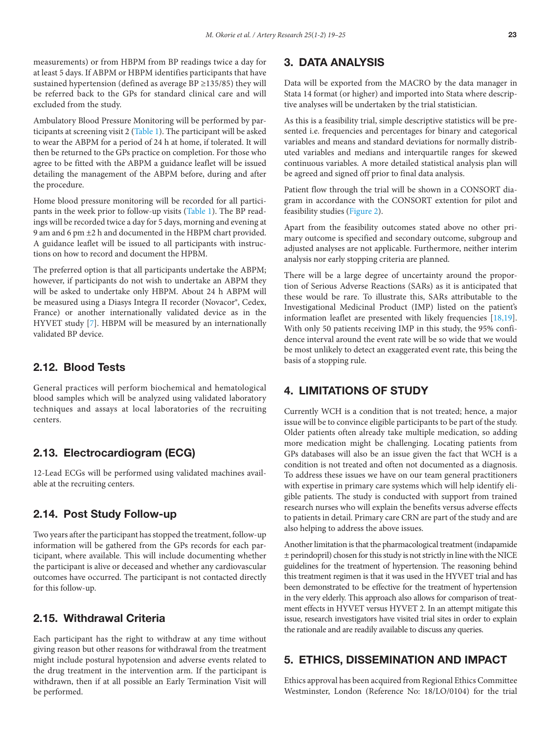measurements) or from HBPM from BP readings twice a day for at least 5 days. If ABPM or HBPM identifies participants that have sustained hypertension (defined as average BP ≥135/85) they will be referred back to the GPs for standard clinical care and will excluded from the study.

Ambulatory Blood Pressure Monitoring will be performed by participants at screening visit 2 (Table 1). The participant will be asked to wear the ABPM for a period of 24 h at home, if tolerated. It will then be returned to the GPs practice on completion. For those who agree to be fitted with the ABPM a guidance leaflet will be issued detailing the management of the ABPM before, during and after the procedure.

Home blood pressure monitoring will be recorded for all participants in the week prior to follow-up visits (Table 1). The BP readings will be recorded twice a day for 5 days, morning and evening at 9 am and 6 pm ±2 h and documented in the HBPM chart provided. A guidance leaflet will be issued to all participants with instructions on how to record and document the HPBM.

The preferred option is that all participants undertake the ABPM; however, if participants do not wish to undertake an ABPM they will be asked to undertake only HBPM. About 24 h ABPM will be measured using a Diasys Integra II recorder (Novacor®, Cedex, France) or another internationally validated device as in the HYVET study [7]. HBPM will be measured by an internationally validated BP device.

## 2.12. Blood Tests

General practices will perform biochemical and hematological blood samples which will be analyzed using validated laboratory techniques and assays at local laboratories of the recruiting centers.

## 2.13. Electrocardiogram (ECG)

12-Lead ECGs will be performed using validated machines available at the recruiting centers.

## 2.14. Post Study Follow-up

Two years after the participant has stopped the treatment, follow-up information will be gathered from the GPs records for each participant, where available. This will include documenting whether the participant is alive or deceased and whether any cardiovascular outcomes have occurred. The participant is not contacted directly for this follow-up.

## 2.15. Withdrawal Criteria

Each participant has the right to withdraw at any time without giving reason but other reasons for withdrawal from the treatment might include postural hypotension and adverse events related to the drug treatment in the intervention arm. If the participant is withdrawn, then if at all possible an Early Termination Visit will be performed.

# 3. DATA ANALYSIS

Data will be exported from the MACRO by the data manager in Stata 14 format (or higher) and imported into Stata where descriptive analyses will be undertaken by the trial statistician.

As this is a feasibility trial, simple descriptive statistics will be presented i.e. frequencies and percentages for binary and categorical variables and means and standard deviations for normally distributed variables and medians and interquartile ranges for skewed continuous variables. A more detailed statistical analysis plan will be agreed and signed off prior to final data analysis.

Patient flow through the trial will be shown in a CONSORT diagram in accordance with the CONSORT extention for pilot and feasibility studies (Figure 2).

Apart from the feasibility outcomes stated above no other primary outcome is specified and secondary outcome, subgroup and adjusted analyses are not applicable. Furthermore, neither interim analysis nor early stopping criteria are planned.

There will be a large degree of uncertainty around the proportion of Serious Adverse Reactions (SARs) as it is anticipated that these would be rare. To illustrate this, SARs attributable to the Investigational Medicinal Product (IMP) listed on the patient's information leaflet are presented with likely frequencies [18,19]. With only 50 patients receiving IMP in this study, the 95% confidence interval around the event rate will be so wide that we would be most unlikely to detect an exaggerated event rate, this being the basis of a stopping rule.

# 4. LIMITATIONS OF STUDY

Currently WCH is a condition that is not treated; hence, a major issue will be to convince eligible participants to be part of the study. Older patients often already take multiple medication, so adding more medication might be challenging. Locating patients from GPs databases will also be an issue given the fact that WCH is a condition is not treated and often not documented as a diagnosis. To address these issues we have on our team general practitioners with expertise in primary care systems which will help identify eligible patients. The study is conducted with support from trained research nurses who will explain the benefits versus adverse effects to patients in detail. Primary care CRN are part of the study and are also helping to address the above issues.

Another limitation is that the pharmacological treatment (indapamide ± perindopril) chosen for this study is not strictly in line with the NICE guidelines for the treatment of hypertension. The reasoning behind this treatment regimen is that it was used in the HYVET trial and has been demonstrated to be effective for the treatment of hypertension in the very elderly. This approach also allows for comparison of treatment effects in HYVET versus HYVET 2. In an attempt mitigate this issue, research investigators have visited trial sites in order to explain the rationale and are readily available to discuss any queries.

# 5. ETHICS, DISSEMINATION AND IMPACT

Ethics approval has been acquired from Regional Ethics Committee Westminster, London (Reference No: 18/LO/0104) for the trial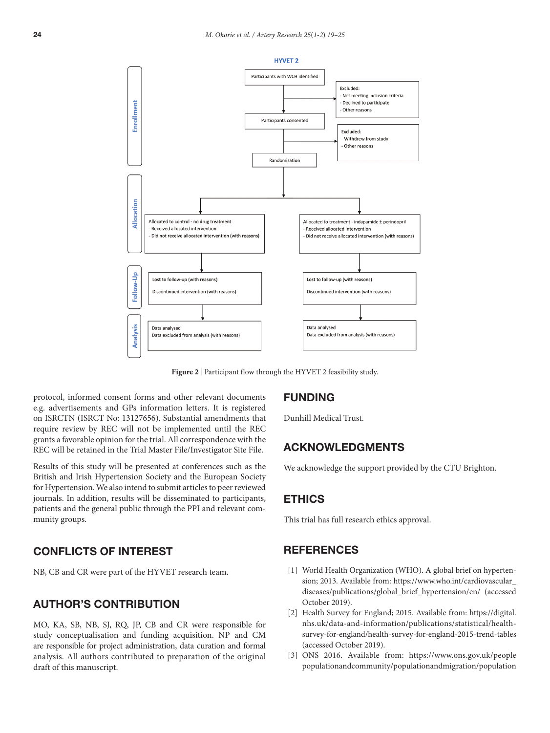Figure 2 | Participant flow through the HYVET 2 feasibility study.

protocol, informed consent forms and other relevant documents e.g. advertisements and GPs information letters. It is registered on ISRCTN (ISRCT No: 13127656). Substantial amendments that require review by REC will not be implemented until the REC grants a favorable opinion for the trial. All correspondence with the REC will be retained in the Trial Master File/Investigator Site File.

Results of this study will be presented at conferences such as the British and Irish Hypertension Society and the European Society for Hypertension. We also intend to submit articles to peer reviewed journals. In addition, results will be disseminated to participants, patients and the general public through the PPI and relevant community groups.

## CONFLICTS OF INTEREST

NB, CB and CR were part of the HYVET research team.

## AUTHOR'S CONTRIBUTION

MO, KA, SB, NB, SJ, RQ, JP, CB and CR were responsible for study conceptualisation and funding acquisition. NP and CM are responsible for project administration, data curation and formal analysis. All authors contributed to preparation of the original draft of this manuscript.

## FUNDING

Dunhill Medical Trust.

## ACKNOWLEDGMENTS

We acknowledge the support provided by the CTU Brighton.

## ETHICS

This trial has full research ethics approval.

## REFERENCES

[1] World Health Organization (WHO). A global brief on hypertension; 2013. Available from: https://www.who.int/cardiovascular_diseases/publications/global_brief_hypertension/en/ (accessed October 2019).

[2] Health Survey for England; 2015. Available from: https://digital.nhs.uk/data-and-information/publications/statistical/health-survey-for-england/health-survey-for-england-2015-trend-tables (accessed October 2019).

[3] ONS 2016. Available from: https://www.ons.gov.uk/peoplepopulationandcommunity/populationandmigration/population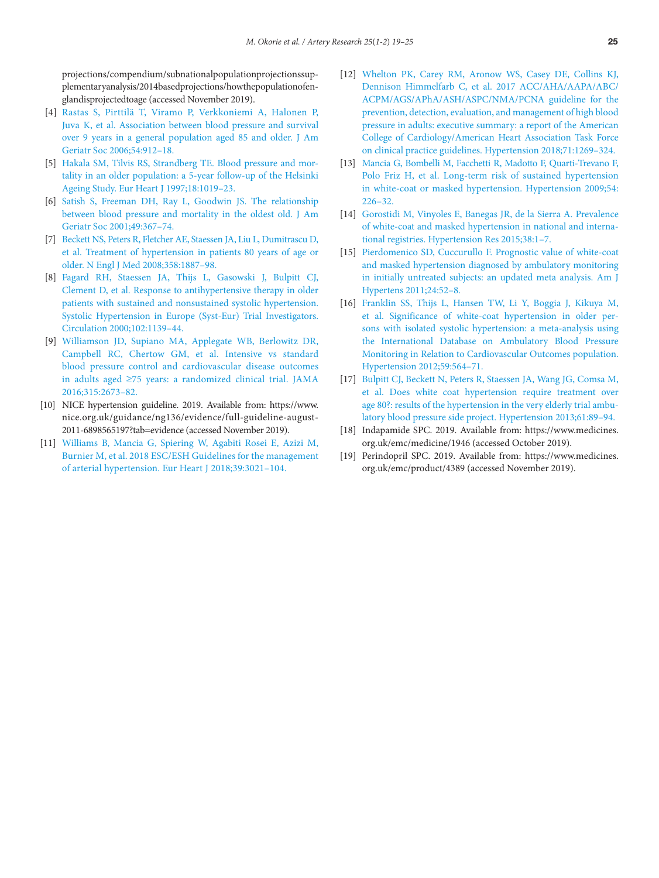projections/compendium/subnationalpopulationprojectionssupplementaryanalysis/2014basedprojections/howthepopulationofenglandisprojectedtoage (accessed November 2019).

[4] Rastas S, Pirttilä T, Viramo P, Verkkoniemi A, Halonen P, Juva K, et al. Association between blood pressure and survival over 9 years in a general population aged 85 and older. J Am Geriatr Soc 2006;54:912–18.

[5] Hakala SM, Tilvis RS, Strandberg TE. Blood pressure and mortality in an older population: a 5-year follow-up of the Helsinki Ageing Study. Eur Heart J 1997;18:1019–23.

[6] Satish S, Freeman DH, Ray L, Goodwin JS. The relationship between blood pressure and mortality in the oldest old. J Am Geriatr Soc 2001;49:367–74.

[7] Beckett NS, Peters R, Fletcher AE, Staessen JA, Liu L, Dumitrascu D, et al. Treatment of hypertension in patients 80 years of age or older. N Engl J Med 2008;358:1887–98.

[8] Fagard RH, Staessen JA, Thijs L, Gasowski J, Bulpitt CJ, Clement D, et al. Response to antihypertensive therapy in older patients with sustained and nonsustained systolic hypertension. Systolic Hypertension in Europe (Syst-Eur) Trial Investigators. Circulation 2000;102:1139–44.

[9] Williamson JD, Supiano MA, Applegate WB, Berlowitz DR, Campbell RC, Chertow GM, et al. Intensive vs standard blood pressure control and cardiovascular disease outcomes in adults aged ≥75 years: a randomized clinical trial. JAMA 2016;315:2673–82.

[10] NICE hypertension guideline. 2019. Available from: https://www.nice.org.uk/guidance/ng136/evidence/full-guideline-august-2011-6898565197?tab=evidence (accessed November 2019).

[11] Williams B, Mancia G, Spiering W, Agabiti Rosei E, Azizi M, Burnier M, et al. 2018 ESC/ESH Guidelines for the management of arterial hypertension. Eur Heart J 2018;39:3021–104.

[12] Whelton PK, Carey RM, Aronow WS, Casey DE, Collins KJ, Dennison Himmelfarb C, et al. 2017 ACC/AHA/AAPA/ABC/ACPM/AGS/APhA/ASH/ASPC/NMA/PCNA guideline for the prevention, detection, evaluation, and management of high blood pressure in adults: executive summary: a report of the American College of Cardiology/American Heart Association Task Force on clinical practice guidelines. Hypertension 2018;71:1269–324.

[13] Mancia G, Bombelli M, Facchetti R, Madotto F, Quarti-Trevano F, Polo Friz H, et al. Long-term risk of sustained hypertension in white-coat or masked hypertension. Hypertension 2009;54:226–32.

[14] Gorostidi M, Vinyoles E, Banegas JR, de la Sierra A. Prevalence of white-coat and masked hypertension in national and international registries. Hypertension Res 2015;38:1–7.

[15] Pierdomenico SD, Cuccurullo F. Prognostic value of white-coat and masked hypertension diagnosed by ambulatory monitoring in initially untreated subjects: an updated meta analysis. Am J Hypertens 2011;24:52–8.

[16] Franklin SS, Thijs L, Hansen TW, Li Y, Boggia J, Kikuya M, et al. Significance of white-coat hypertension in older persons with isolated systolic hypertension: a meta-analysis using the International Database on Ambulatory Blood Pressure Monitoring in Relation to Cardiovascular Outcomes population. Hypertension 2012;59:564–71.

[17] Bulpitt CJ, Beckett N, Peters R, Staessen JA, Wang JG, Comsa M, et al. Does white coat hypertension require treatment over age 80?: results of the hypertension in the very elderly trial ambulatory blood pressure side project. Hypertension 2013;61:89–94.

[18] Indapamide SPC. 2019. Available from: https://www.medicines.org.uk/emc/medicine/1946 (accessed October 2019).

[19] Perindopril SPC. 2019. Available from: https://www.medicines.org.uk/emc/product/4389 (accessed November 2019).